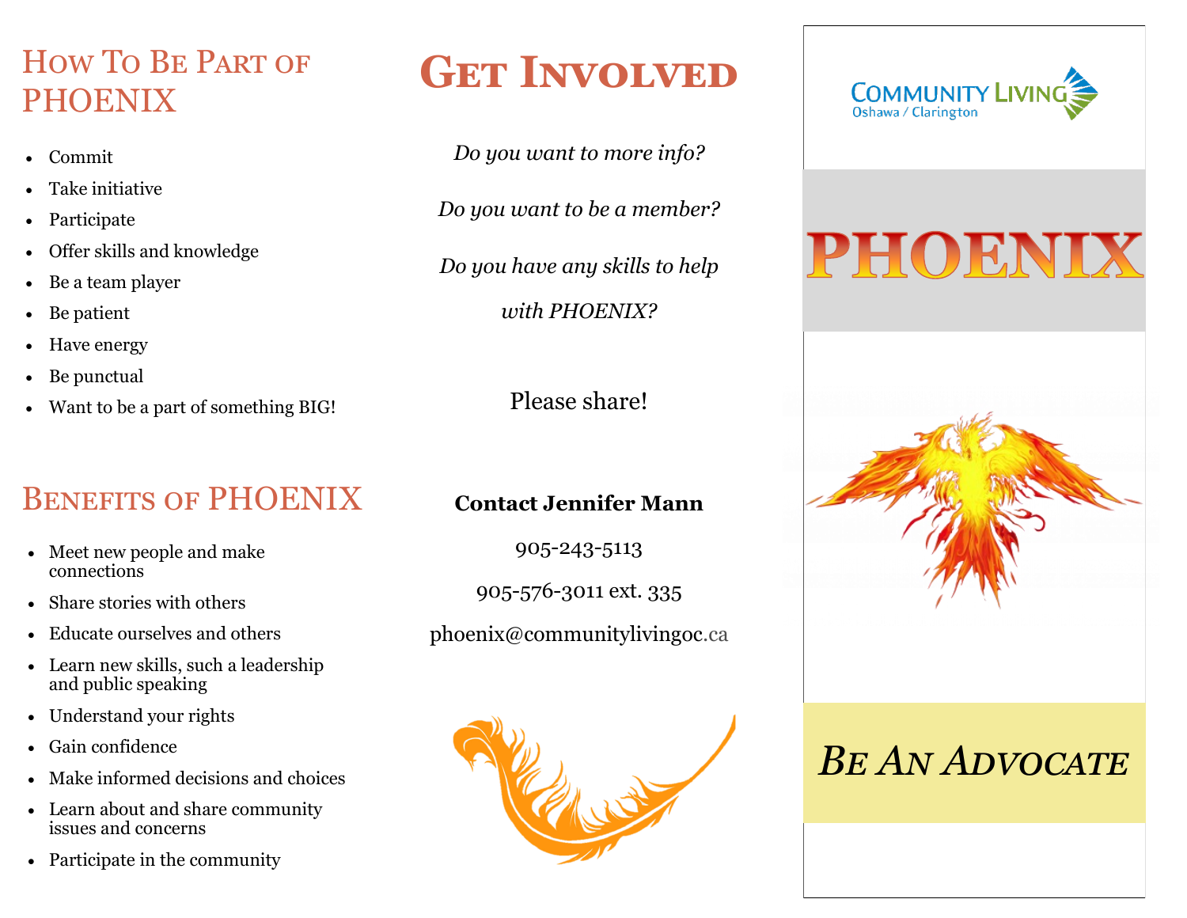## How To Be Part of PHOENIX

- Commit
- Take initiative
- Participate
- Offer skills and knowledge
- Be a team player
- Be patient
- Have energy
- Be punctual
- Want to be a part of something BIG!

## Benefits of PHOENIX

- Meet new people and make connections
- Share stories with others
- Educate ourselves and others
- Learn new skills, such a leadership and public speaking
- Understand your rights
- Gain confidence
- Make informed decisions and choices
- Learn about and share community issues and concerns
- Participate in the community

# Get Involved

*Do you want to more info?*

*Do you want to be a member?*

*Do you have any skills to help with PHOENIX?*

Please share!

**Contact Jennifer Mann**

905-243-5113

905-576-3011 ext. 335

phoenix@communitylivingoc.ca

Community Living Oshawa / Clarington

# PHOENIX

## *Be An Advocate*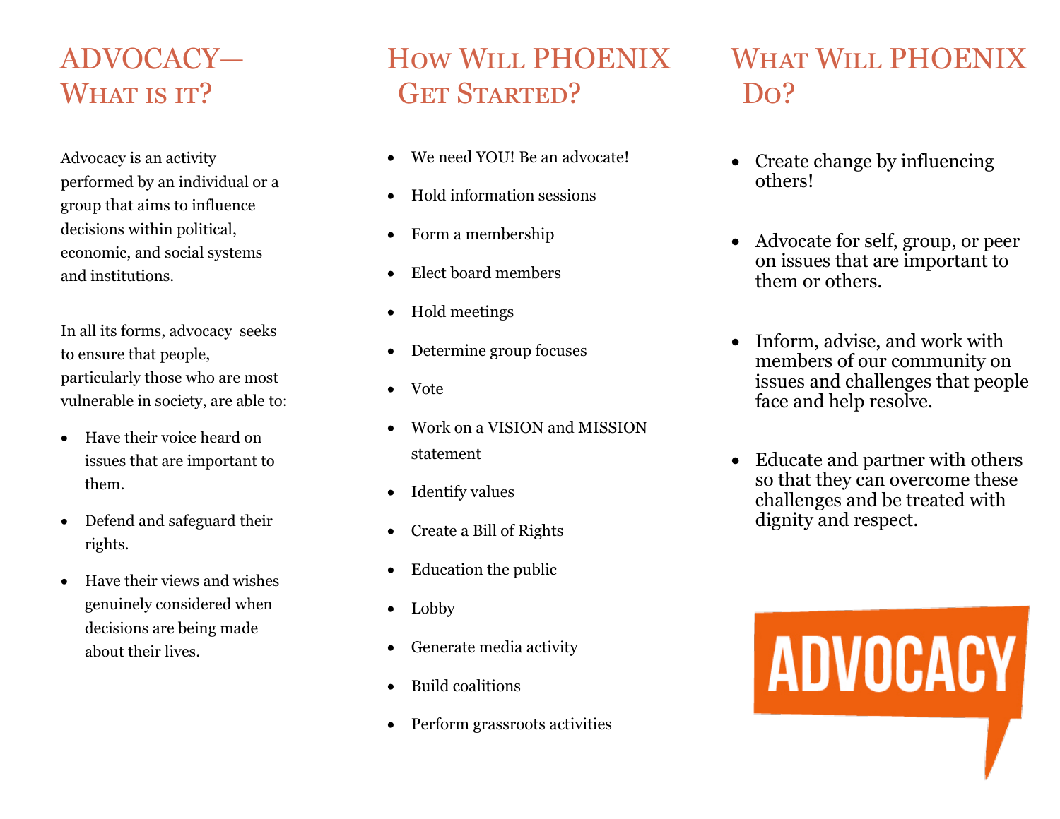## ADVOCACY— What is it?

Advocacy is an activity performed by an individual or a group that aims to influence decisions within political, economic, and social systems and institutions.

In all its forms, advocacy seeks to ensure that people, particularly those who are most vulnerable in society, are able to:

- Have their voice heard on issues that are important to them.
- Defend and safeguard their rights.
- Have their views and wishes genuinely considered when decisions are being made about their lives.

## How Will PHOENIX Get Started?

- We need YOU! Be an advocate!
- Hold information sessions
- Form a membership
- Elect board members
- Hold meetings
- Determine group focuses
- Vote
- Work on a VISION and MISSION statement
- Identify values
- Create a Bill of Rights
- Education the public
- Lobby
- Generate media activity
- Build coalitions
- Perform grassroots activities

## What Will PHOENIX Do?

- Create change by influencing others!
- Advocate for self, group, or peer on issues that are important to them or others.
- Inform, advise, and work with members of our community on issues and challenges that people face and help resolve.
- Educate and partner with others so that they can overcome these challenges and be treated with dignity and respect.

ADVOCACY